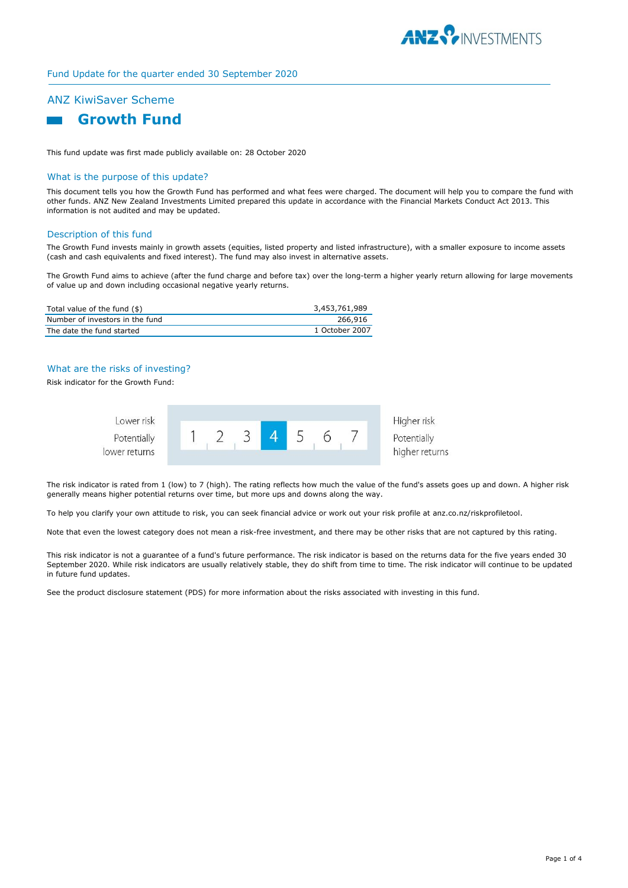Fund Update for the quarter ended 30 September 2020

## ANZ KiwiSaver Scheme

# Growth Fund

This fund update was first made publicly available on: 28 October 2020

## What is the purpose of this update?

This document tells you how the Growth Fund has performed and what fees were charged. The document will help you to compare the fund with other funds. ANZ New Zealand Investments Limited prepared this update in accordance with the Financial Markets Conduct Act 2013. This information is not audited and may be updated.

## Description of this fund

The Growth Fund invests mainly in growth assets (equities, listed property and listed infrastructure), with a smaller exposure to income assets (cash and cash equivalents and fixed interest). The fund may also invest in alternative assets.

The Growth Fund aims to achieve (after the fund charge and before tax) over the long-term a higher yearly return allowing for large movements of value up and down including occasional negative yearly returns.

| | |
|---|---|
| Total value of the fund ($) | 3,453,761,989 |
| Number of investors in the fund | 266,916 |
| The date the fund started | 1 October 2007 |

## What are the risks of investing?

Risk indicator for the Growth Fund:

| Lower risk Potentially lower returns | 1 | 2 | 3 | **4** | 5 | 6 | 7 | Higher risk Potentially higher returns |
|---|---|---|---|---|---|---|---|---|

The risk indicator is rated from 1 (low) to 7 (high). The rating reflects how much the value of the fund's assets goes up and down. A higher risk generally means higher potential returns over time, but more ups and downs along the way.

To help you clarify your own attitude to risk, you can seek financial advice or work out your risk profile at anz.co.nz/riskprofiletool.

Note that even the lowest category does not mean a risk-free investment, and there may be other risks that are not captured by this rating.

This risk indicator is not a guarantee of a fund's future performance. The risk indicator is based on the returns data for the five years ended 30 September 2020. While risk indicators are usually relatively stable, they do shift from time to time. The risk indicator will continue to be updated in future fund updates.

See the product disclosure statement (PDS) for more information about the risks associated with investing in this fund.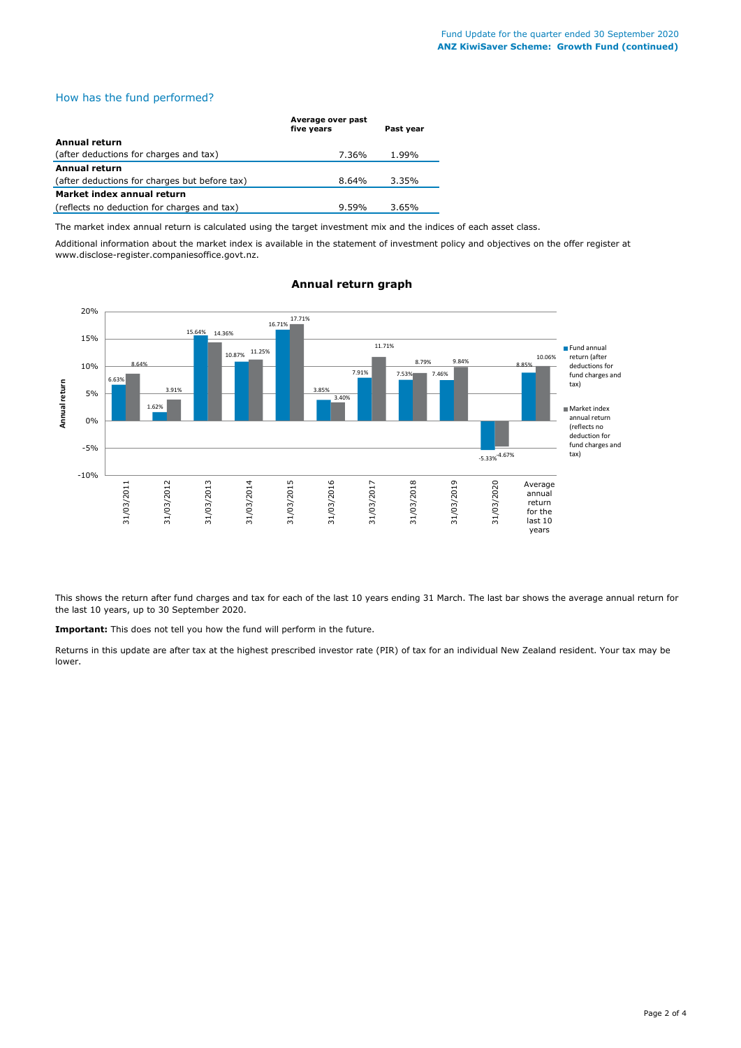## How has the fund performed?

| | Average over past five years | Past year |
|---|---|---|
| **Annual return** | | |
| (after deductions for charges and tax) | 7.36% | 1.99% |
| **Annual return** | | |
| (after deductions for charges but before tax) | 8.64% | 3.35% |
| **Market index annual return** | | |
| (reflects no deduction for charges and tax) | 9.59% | 3.65% |

The market index annual return is calculated using the target investment mix and the indices of each asset class.

Additional information about the market index is available in the statement of investment policy and objectives on the offer register at www.disclose-register.companiesoffice.govt.nz.

### Annual return graph

| Year ending | Fund annual return (after deductions for fund charges and tax) | Market index annual return (reflects no deduction for fund charges and tax) |
|---|---|---|
| 31/03/2011 | 6.63% | 8.64% |
| 31/03/2012 | 1.62% | 3.91% |
| 31/03/2013 | 15.64% | 14.36% |
| 31/03/2014 | 10.87% | 11.25% |
| 31/03/2015 | 16.71% | 17.71% |
| 31/03/2016 | 3.85% | 3.40% |
| 31/03/2017 | 7.91% | 11.71% |
| 31/03/2018 | 7.53% | 8.79% |
| 31/03/2019 | 7.46% | 9.84% |
| 31/03/2020 | -5.33% | -4.67% |
| Average annual return for the last 10 years | 8.85% | 10.06% |

This shows the return after fund charges and tax for each of the last 10 years ending 31 March. The last bar shows the average annual return for the last 10 years, up to 30 September 2020.

**Important:** This does not tell you how the fund will perform in the future.

Returns in this update are after tax at the highest prescribed investor rate (PIR) of tax for an individual New Zealand resident. Your tax may be lower.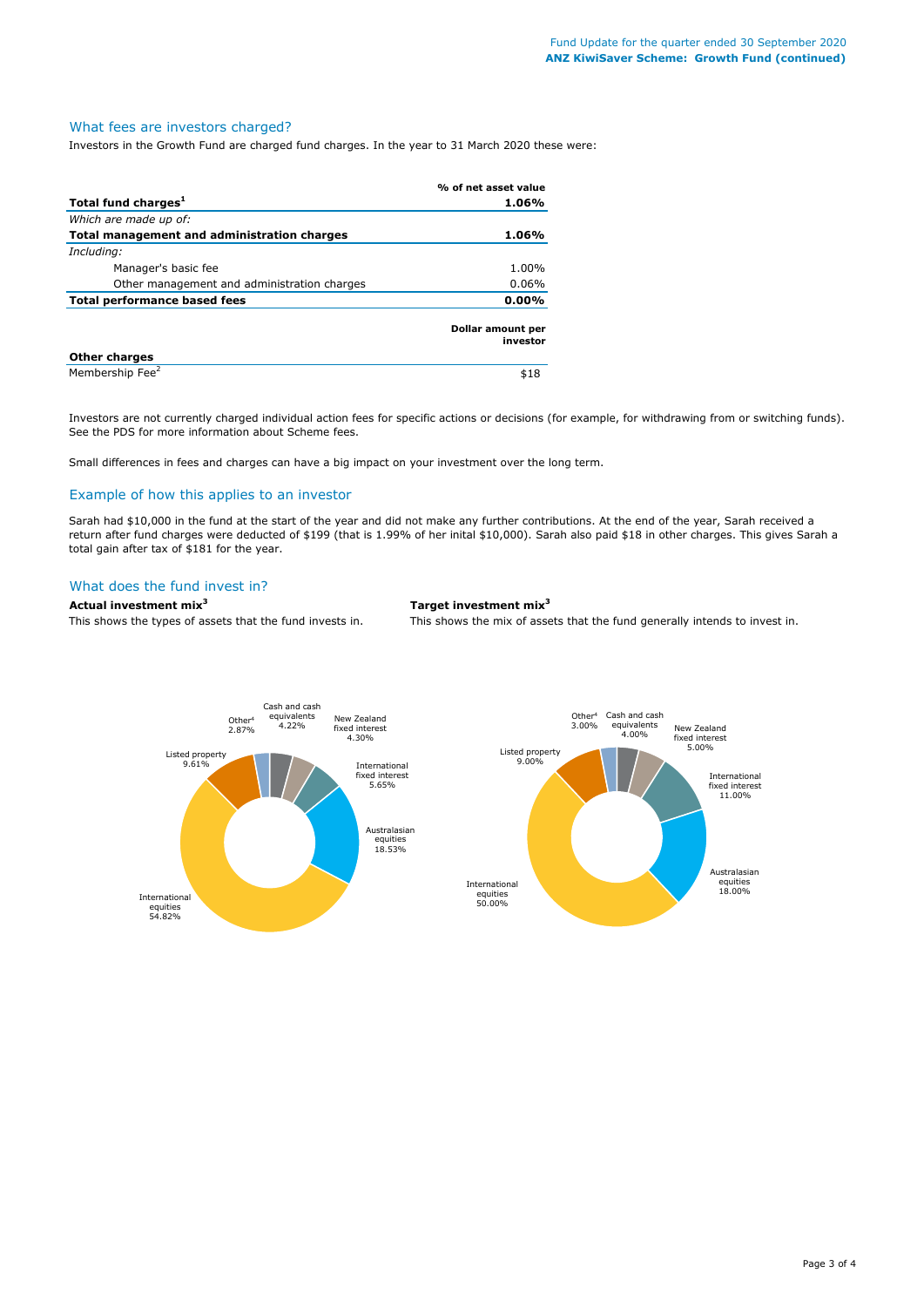## What fees are investors charged?

Investors in the Growth Fund are charged fund charges. In the year to 31 March 2020 these were:

| | % of net asset value |
|---|---|
| **Total fund charges**[1] | **1.06%** |
| *Which are made up of:* | |
| **Total management and administration charges** | **1.06%** |
| *Including:* | |
| Manager's basic fee | 1.00% |
| Other management and administration charges | 0.06% |
| **Total performance based fees** | **0.00%** |
| | **Dollar amount per investor** |
| **Other charges** | |
| Membership Fee[2] | $18 |

Investors are not currently charged individual action fees for specific actions or decisions (for example, for withdrawing from or switching funds). See the PDS for more information about Scheme fees.

Small differences in fees and charges can have a big impact on your investment over the long term.

## Example of how this applies to an investor

Sarah had $10,000 in the fund at the start of the year and did not make any further contributions. At the end of the year, Sarah received a return after fund charges were deducted of $199 (that is 1.99% of her inital $10,000). Sarah also paid $18 in other charges. This gives Sarah a total gain after tax of $181 for the year.

## What does the fund invest in?

**Actual investment mix**[3]

This shows the types of assets that the fund invests in.

| Asset | Actual |
|---|---|
| Cash and cash equivalents | 4.22% |
| New Zealand fixed interest | 4.30% |
| International fixed interest | 5.65% |
| Australasian equities | 18.53% |
| International equities | 54.82% |
| Listed property | 9.61% |
| Other[4] | 2.87% |

**Target investment mix**[3]

This shows the mix of assets that the fund generally intends to invest in.

| Asset | Target |
|---|---|
| Cash and cash equivalents | 4.00% |
| New Zealand fixed interest | 5.00% |
| International fixed interest | 11.00% |
| Australasian equities | 18.00% |
| International equities | 50.00% |
| Listed property | 9.00% |
| Other[4] | 3.00% |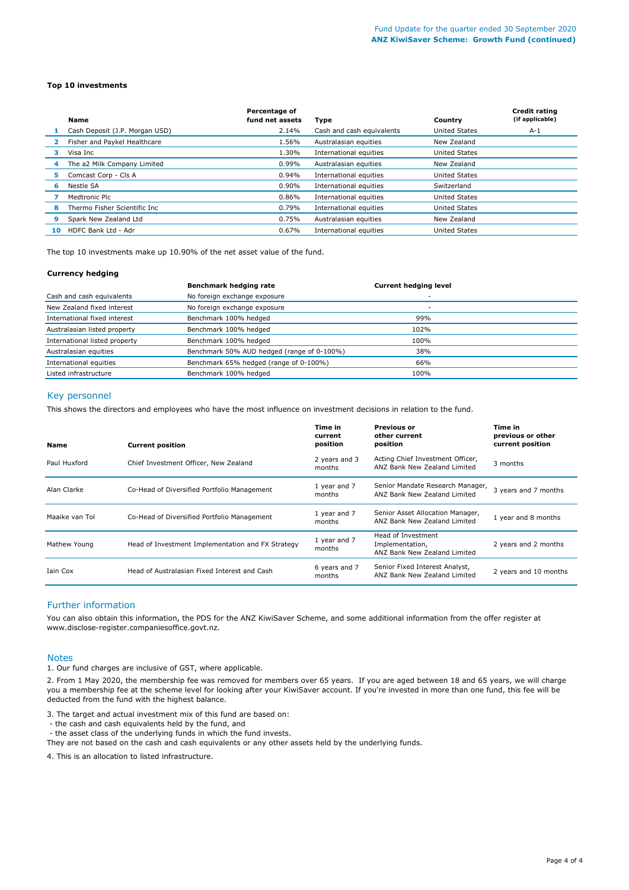### Top 10 investments

| | Name | Percentage of fund net assets | Type | Country | Credit rating (if applicable) |
|---|---|---|---|---|---|
| 1 | Cash Deposit (J.P. Morgan USD) | 2.14% | Cash and cash equivalents | United States | A-1 |
| 2 | Fisher and Paykel Healthcare | 1.56% | Australasian equities | New Zealand | |
| 3 | Visa Inc | 1.30% | International equities | United States | |
| 4 | The a2 Milk Company Limited | 0.99% | Australasian equities | New Zealand | |
| 5 | Comcast Corp - Cls A | 0.94% | International equities | United States | |
| 6 | Nestle SA | 0.90% | International equities | Switzerland | |
| 7 | Medtronic Plc | 0.86% | International equities | United States | |
| 8 | Thermo Fisher Scientific Inc | 0.79% | International equities | United States | |
| 9 | Spark New Zealand Ltd | 0.75% | Australasian equities | New Zealand | |
| 10 | HDFC Bank Ltd - Adr | 0.67% | International equities | United States | |

The top 10 investments make up 10.90% of the net asset value of the fund.

### Currency hedging

| | Benchmark hedging rate | Current hedging level |
|---|---|---|
| Cash and cash equivalents | No foreign exchange exposure | - |
| New Zealand fixed interest | No foreign exchange exposure | - |
| International fixed interest | Benchmark 100% hedged | 99% |
| Australasian listed property | Benchmark 100% hedged | 102% |
| International listed property | Benchmark 100% hedged | 100% |
| Australasian equities | Benchmark 50% AUD hedged (range of 0-100%) | 38% |
| International equities | Benchmark 65% hedged (range of 0-100%) | 66% |
| Listed infrastructure | Benchmark 100% hedged | 100% |

## Key personnel

This shows the directors and employees who have the most influence on investment decisions in relation to the fund.

| Name | Current position | Time in current position | Previous or other current position | Time in previous or other current position |
|---|---|---|---|---|
| Paul Huxford | Chief Investment Officer, New Zealand | 2 years and 3 months | Acting Chief Investment Officer, ANZ Bank New Zealand Limited | 3 months |
| Alan Clarke | Co-Head of Diversified Portfolio Management | 1 year and 7 months | Senior Mandate Research Manager, ANZ Bank New Zealand Limited | 3 years and 7 months |
| Maaike van Tol | Co-Head of Diversified Portfolio Management | 1 year and 7 months | Senior Asset Allocation Manager, ANZ Bank New Zealand Limited | 1 year and 8 months |
| Mathew Young | Head of Investment Implementation and FX Strategy | 1 year and 7 months | Head of Investment Implementation, ANZ Bank New Zealand Limited | 2 years and 2 months |
| Iain Cox | Head of Australasian Fixed Interest and Cash | 6 years and 7 months | Senior Fixed Interest Analyst, ANZ Bank New Zealand Limited | 2 years and 10 months |

## Further information

You can also obtain this information, the PDS for the ANZ KiwiSaver Scheme, and some additional information from the offer register at www.disclose-register.companiesoffice.govt.nz.

## Notes

1. Our fund charges are inclusive of GST, where applicable.

2. From 1 May 2020, the membership fee was removed for members over 65 years. If you are aged between 18 and 65 years, we will charge you a membership fee at the scheme level for looking after your KiwiSaver account. If you're invested in more than one fund, this fee will be deducted from the fund with the highest balance.

3. The target and actual investment mix of this fund are based on:
 - the cash and cash equivalents held by the fund, and
 - the asset class of the underlying funds in which the fund invests.
They are not based on the cash and cash equivalents or any other assets held by the underlying funds.

4. This is an allocation to listed infrastructure.